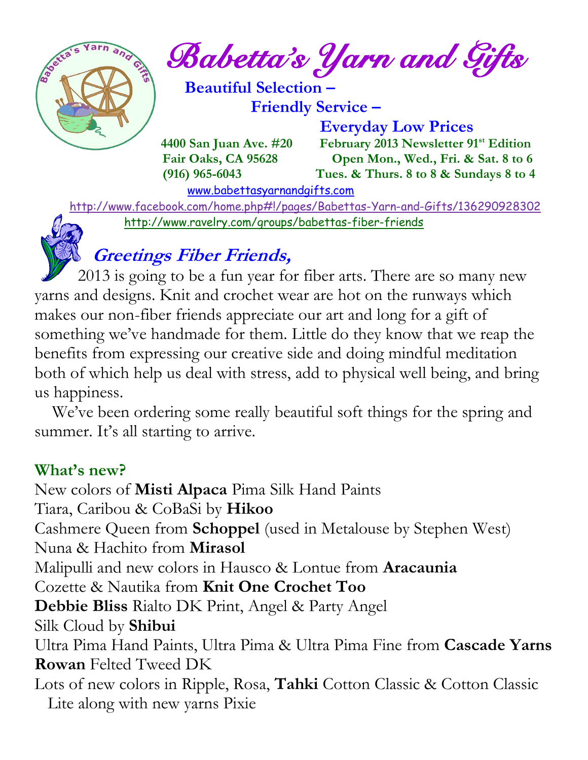# Babetta's Yarn and Gifts

**Beautiful Selection –**
**Friendly Service –**
**Everyday Low Prices**

**4400 San Juan Ave. #20**
**Fair Oaks, CA 95628**
**(916) 965-6043**

**February 2013 Newsletter 91st Edition**
**Open Mon., Wed., Fri. & Sat. 8 to 6**
**Tues. & Thurs. 8 to 8 & Sundays 8 to 4**

www.babettasyarnandgifts.com
http://www.facebook.com/home.php#!/pages/Babettas-Yarn-and-Gifts/136290928302
http://www.ravelry.com/groups/babettas-fiber-friends

## Greetings Fiber Friends,

2013 is going to be a fun year for fiber arts. There are so many new yarns and designs. Knit and crochet wear are hot on the runways which makes our non-fiber friends appreciate our art and long for a gift of something we've handmade for them. Little do they know that we reap the benefits from expressing our creative side and doing mindful meditation both of which help us deal with stress, add to physical well being, and bring us happiness.

We've been ordering some really beautiful soft things for the spring and summer. It's all starting to arrive.

### What's new?

New colors of **Misti Alpaca** Pima Silk Hand Paints
Tiara, Caribou & CoBaSi by **Hikoo**
Cashmere Queen from **Schoppel** (used in Metalouse by Stephen West)
Nuna & Hachito from **Mirasol**
Malipulli and new colors in Hausco & Lontue from **Aracaunia**
Cozette & Nautika from **Knit One Crochet Too**
**Debbie Bliss** Rialto DK Print, Angel & Party Angel
Silk Cloud by **Shibui**
Ultra Pima Hand Paints, Ultra Pima & Ultra Pima Fine from **Cascade Yarns**
**Rowan** Felted Tweed DK
Lots of new colors in Ripple, Rosa, **Tahki** Cotton Classic & Cotton Classic Lite along with new yarns Pixie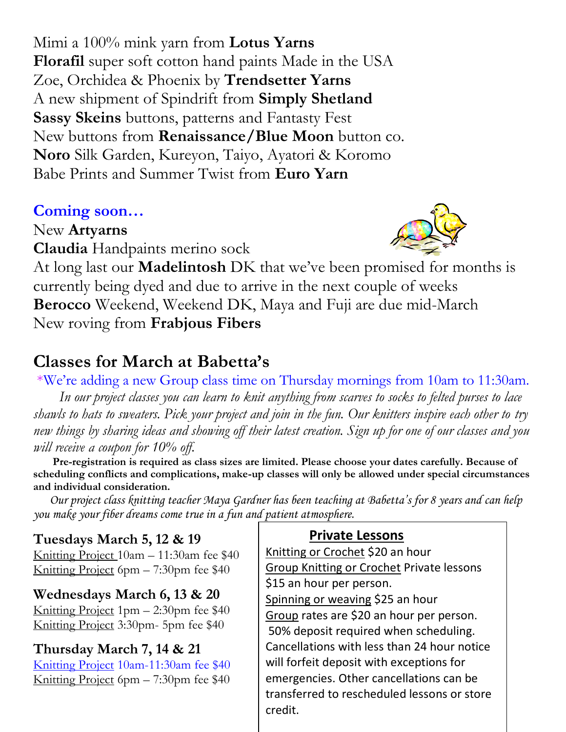Mimi a 100% mink yarn from **Lotus Yarns**
**Florafil** super soft cotton hand paints Made in the USA
Zoe, Orchidea & Phoenix by **Trendsetter Yarns**
A new shipment of Spindrift from **Simply Shetland**
**Sassy Skeins** buttons, patterns and Fantasty Fest
New buttons from **Renaissance/Blue Moon** button co.
**Noro** Silk Garden, Kureyon, Taiyo, Ayatori & Koromo
Babe Prints and Summer Twist from **Euro Yarn**

### Coming soon…

New **Artyarns**
**Claudia** Handpaints merino sock
At long last our **Madelintosh** DK that we've been promised for months is currently being dyed and due to arrive in the next couple of weeks
**Berocco** Weekend, Weekend DK, Maya and Fuji are due mid-March
New roving from **Frabjous Fibers**

## Classes for March at Babetta's

*We're adding a new Group class time on Thursday mornings from 10am to 11:30am.

*In our project classes you can learn to knit anything from scarves to socks to felted purses to lace shawls to hats to sweaters. Pick your project and join in the fun. Our knitters inspire each other to try new things by sharing ideas and showing off their latest creation. Sign up for one of our classes and you will receive a coupon for 10% off.*

**Pre-registration is required as class sizes are limited. Please choose your dates carefully. Because of scheduling conflicts and complications, make-up classes will only be allowed under special circumstances and individual consideration.**

*Our project class knitting teacher Maya Gardner has been teaching at Babetta's for 8 years and can help you make your fiber dreams come true in a fun and patient atmosphere.*

**Tuesdays March 5, 12 & 19**
Knitting Project 10am – 11:30am fee $40
Knitting Project 6pm – 7:30pm fee $40

**Wednesdays March 6, 13 & 20**
Knitting Project 1pm – 2:30pm fee $40
Knitting Project 3:30pm- 5pm fee $40

**Thursday March 7, 14 & 21**
Knitting Project 10am-11:30am fee $40
Knitting Project 6pm – 7:30pm fee $40

### Private Lessons

Knitting or Crochet $20 an hour
Group Knitting or Crochet Private lessons $15 an hour per person.
Spinning or weaving $25 an hour
Group rates are $20 an hour per person.
50% deposit required when scheduling. Cancellations with less than 24 hour notice will forfeit deposit with exceptions for emergencies. Other cancellations can be transferred to rescheduled lessons or store credit.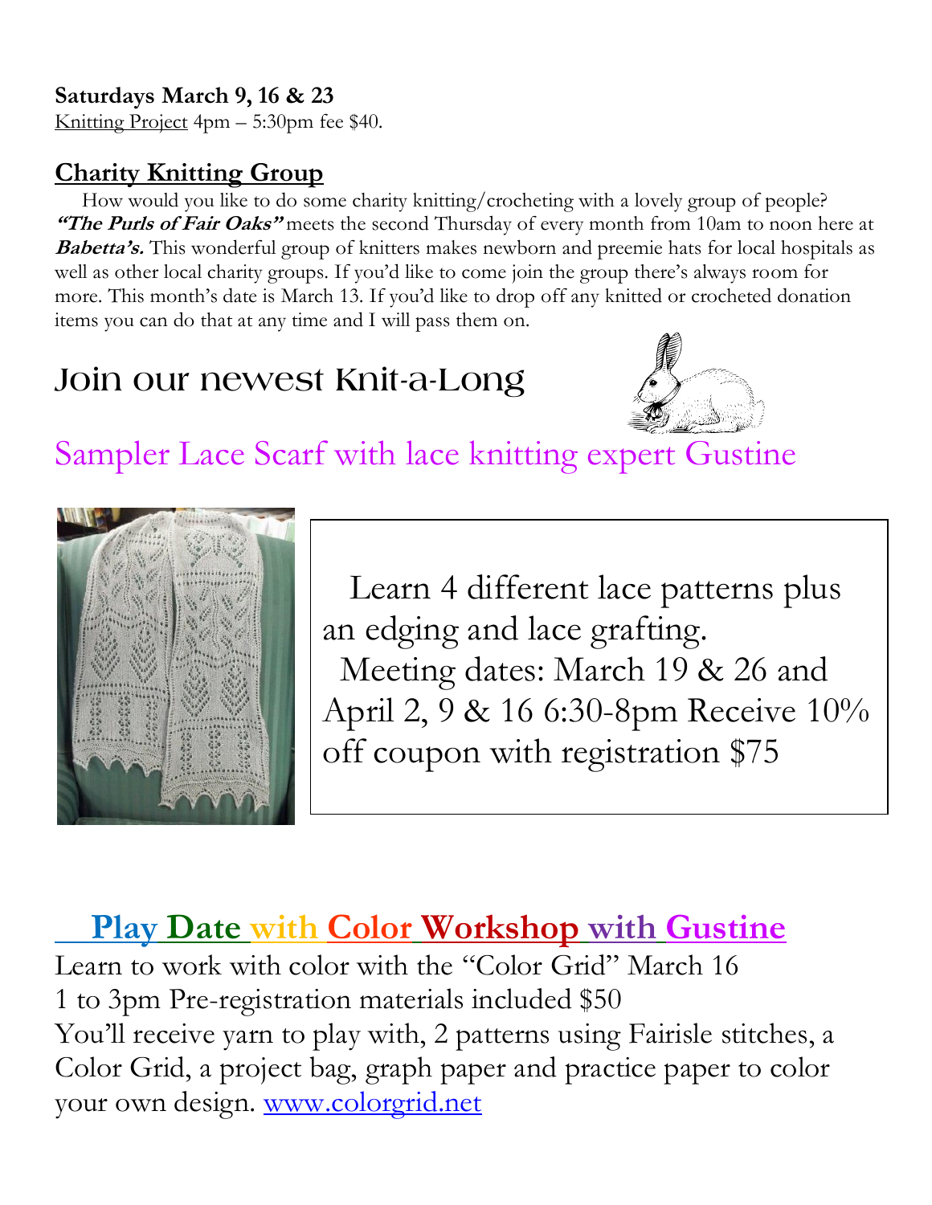**Saturdays March 9, 16 & 23**
Knitting Project 4pm – 5:30pm fee $40.

## Charity Knitting Group

How would you like to do some charity knitting/crocheting with a lovely group of people? ***"The Purls of Fair Oaks"*** meets the second Thursday of every month from 10am to noon here at ***Babetta's.*** This wonderful group of knitters makes newborn and preemie hats for local hospitals as well as other local charity groups. If you'd like to come join the group there's always room for more. This month's date is March 13. If you'd like to drop off any knitted or crocheted donation items you can do that at any time and I will pass them on.

# Join our newest Knit-a-Long

## Sampler Lace Scarf with lace knitting expert Gustine

Learn 4 different lace patterns plus an edging and lace grafting.
Meeting dates: March 19 & 26 and April 2, 9 & 16 6:30-8pm Receive 10% off coupon with registration $75

## Play Date with Color Workshop with Gustine

Learn to work with color with the "Color Grid" March 16
1 to 3pm Pre-registration materials included $50
You'll receive yarn to play with, 2 patterns using Fairisle stitches, a Color Grid, a project bag, graph paper and practice paper to color your own design. www.colorgrid.net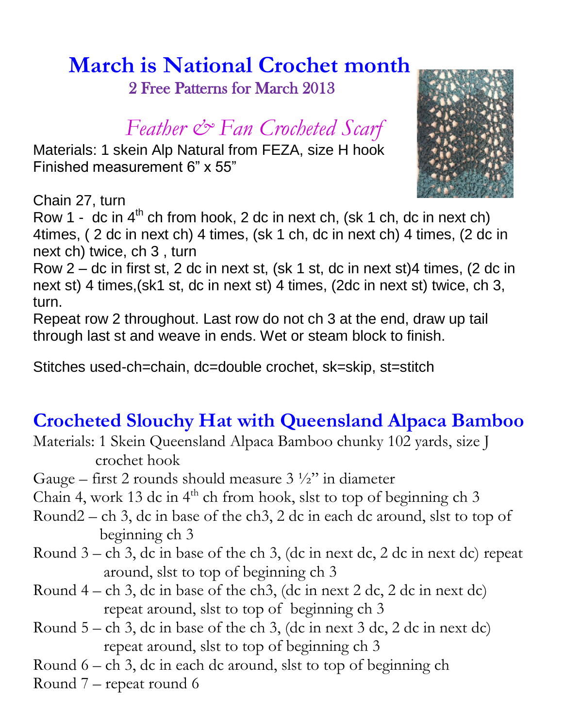# March is National Crochet month

## 2 Free Patterns for March 2013

## *Feather & Fan Crocheted Scarf*

Materials: 1 skein Alp Natural from FEZA, size H hook
Finished measurement 6" x 55"

Chain 27, turn
Row 1 - dc in 4th ch from hook, 2 dc in next ch, (sk 1 ch, dc in next ch) 4times, ( 2 dc in next ch) 4 times, (sk 1 ch, dc in next ch) 4 times, (2 dc in next ch) twice, ch 3 , turn
Row 2 – dc in first st, 2 dc in next st, (sk 1 st, dc in next st)4 times, (2 dc in next st) 4 times,(sk1 st, dc in next st) 4 times, (2dc in next st) twice, ch 3, turn.
Repeat row 2 throughout. Last row do not ch 3 at the end, draw up tail through last st and weave in ends. Wet or steam block to finish.

Stitches used-ch=chain, dc=double crochet, sk=skip, st=stitch

## Crocheted Slouchy Hat with Queensland Alpaca Bamboo

Materials: 1 Skein Queensland Alpaca Bamboo chunky 102 yards, size J crochet hook
Gauge – first 2 rounds should measure 3 ½" in diameter
Chain 4, work 13 dc in 4th ch from hook, slst to top of beginning ch 3
Round2 – ch 3, dc in base of the ch3, 2 dc in each dc around, slst to top of beginning ch 3
Round 3 – ch 3, dc in base of the ch 3, (dc in next dc, 2 dc in next dc) repeat around, slst to top of beginning ch 3
Round 4 – ch 3, dc in base of the ch3, (dc in next 2 dc, 2 dc in next dc) repeat around, slst to top of beginning ch 3
Round 5 – ch 3, dc in base of the ch 3, (dc in next 3 dc, 2 dc in next dc) repeat around, slst to top of beginning ch 3
Round 6 – ch 3, dc in each dc around, slst to top of beginning ch
Round 7 – repeat round 6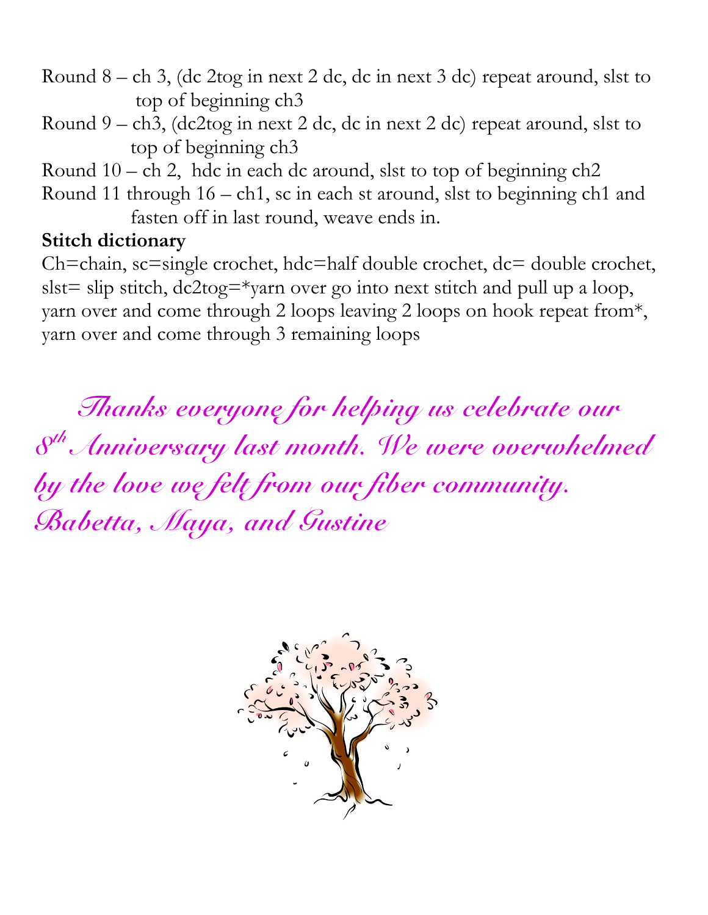Round 8 – ch 3, (dc 2tog in next 2 dc, dc in next 3 dc) repeat around, slst to top of beginning ch3

Round 9 – ch3, (dc2tog in next 2 dc, dc in next 2 dc) repeat around, slst to top of beginning ch3

Round 10 – ch 2, hdc in each dc around, slst to top of beginning ch2

Round 11 through 16 – ch1, sc in each st around, slst to beginning ch1 and fasten off in last round, weave ends in.

**Stitch dictionary**

Ch=chain, sc=single crochet, hdc=half double crochet, dc= double crochet, slst= slip stitch, dc2tog=*yarn over go into next stitch and pull up a loop, yarn over and come through 2 loops leaving 2 loops on hook repeat from*, yarn over and come through 3 remaining loops

*Thanks everyone for helping us celebrate our 8th Anniversary last month. We were overwhelmed by the love we felt from our fiber community.*
*Babetta, Maya, and Gustine*